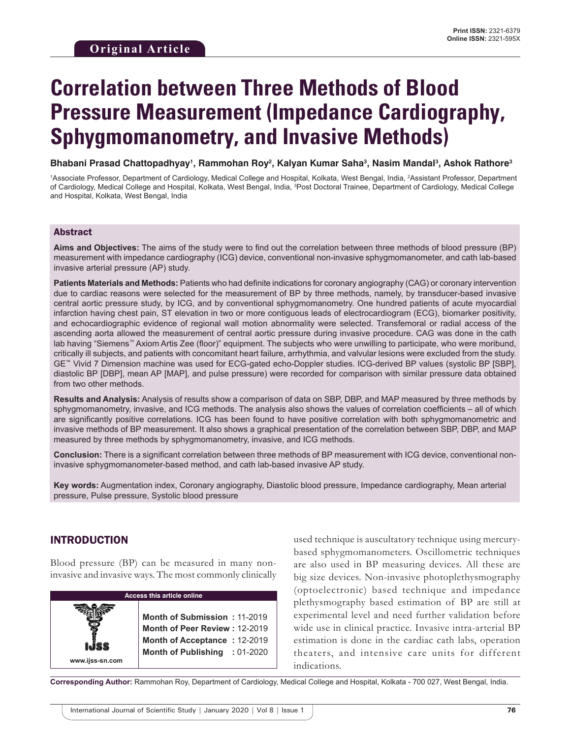**Original Article**

Print ISSN: 2321-6379
Online ISSN: 2321-595X

# Correlation between Three Methods of Blood Pressure Measurement (Impedance Cardiography, Sphygmomanometry, and Invasive Methods)

**Bhabani Prasad Chattopadhyay[1], Rammohan Roy[2], Kalyan Kumar Saha[3], Nasim Mandal[3], Ashok Rathore[3]**

[1]Associate Professor, Department of Cardiology, Medical College and Hospital, Kolkata, West Bengal, India, [2]Assistant Professor, Department of Cardiology, Medical College and Hospital, Kolkata, West Bengal, India, [3]Post Doctoral Trainee, Department of Cardiology, Medical College and Hospital, Kolkata, West Bengal, India

## Abstract

**Aims and Objectives:** The aims of the study were to find out the correlation between three methods of blood pressure (BP) measurement with impedance cardiography (ICG) device, conventional non-invasive sphygmomanometer, and cath lab-based invasive arterial pressure (AP) study.

**Patients Materials and Methods:** Patients who had definite indications for coronary angiography (CAG) or coronary intervention due to cardiac reasons were selected for the measurement of BP by three methods, namely, by transducer-based invasive central aortic pressure study, by ICG, and by conventional sphygmomanometry. One hundred patients of acute myocardial infarction having chest pain, ST elevation in two or more contiguous leads of electrocardiogram (ECG), biomarker positivity, and echocardiographic evidence of regional wall motion abnormality were selected. Transfemoral or radial access of the ascending aorta allowed the measurement of central aortic pressure during invasive procedure. CAG was done in the cath lab having "Siemens™ Axiom Artis Zee (floor)" equipment. The subjects who were unwilling to participate, who were moribund, critically ill subjects, and patients with concomitant heart failure, arrhythmia, and valvular lesions were excluded from the study. GE™ Vivid 7 Dimension machine was used for ECG-gated echo-Doppler studies. ICG-derived BP values (systolic BP [SBP], diastolic BP [DBP], mean AP [MAP], and pulse pressure) were recorded for comparison with similar pressure data obtained from two other methods.

**Results and Analysis:** Analysis of results show a comparison of data on SBP, DBP, and MAP measured by three methods by sphygmomanometry, invasive, and ICG methods. The analysis also shows the values of correlation coefficients – all of which are significantly positive correlations. ICG has been found to have positive correlation with both sphygmomanometric and invasive methods of BP measurement. It also shows a graphical presentation of the correlation between SBP, DBP, and MAP measured by three methods by sphygmomanometry, invasive, and ICG methods.

**Conclusion:** There is a significant correlation between three methods of BP measurement with ICG device, conventional non-invasive sphygmomanometer-based method, and cath lab-based invasive AP study.

**Key words:** Augmentation index, Coronary angiography, Diastolic blood pressure, Impedance cardiography, Mean arterial pressure, Pulse pressure, Systolic blood pressure

## INTRODUCTION

Blood pressure (BP) can be measured in many non-invasive and invasive ways. The most commonly clinically used technique is auscultatory technique using mercury-based sphygmomanometers. Oscillometric techniques are also used in BP measuring devices. All these are big size devices. Non-invasive photoplethysmography (optoelectronic) based technique and impedance plethysmography based estimation of BP are still at experimental level and need further validation before wide use in clinical practice. Invasive intra-arterial BP estimation is done in the cardiac cath labs, operation theaters, and intensive care units for different indications.

| Access this article online | |
|---|---|
| www.ijss-sn.com | **Month of Submission :** 11-2019<br>**Month of Peer Review :** 12-2019<br>**Month of Acceptance :** 12-2019<br>**Month of Publishing :** 01-2020 |

**Corresponding Author:** Rammohan Roy, Department of Cardiology, Medical College and Hospital, Kolkata - 700 027, West Bengal, India.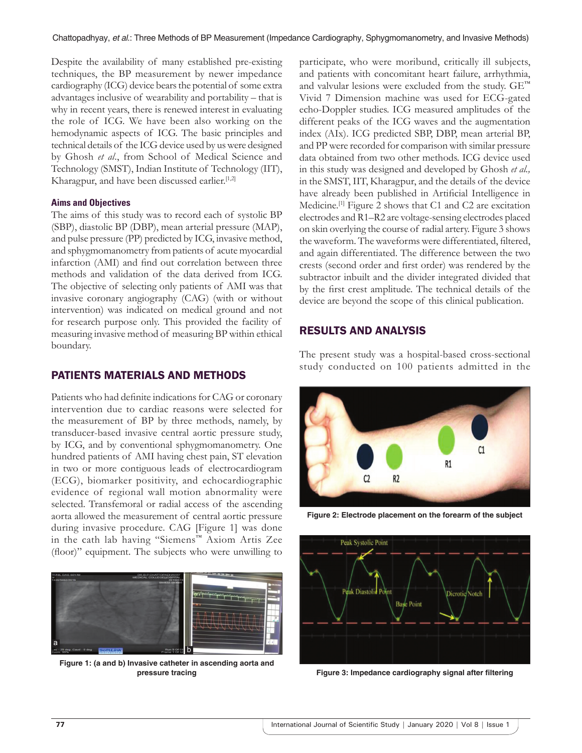Despite the availability of many established pre-existing techniques, the BP measurement by newer impedance cardiography (ICG) device bears the potential of some extra advantages inclusive of wearability and portability – that is why in recent years, there is renewed interest in evaluating the role of ICG. We have been also working on the hemodynamic aspects of ICG. The basic principles and technical details of the ICG device used by us were designed by Ghosh *et al*., from School of Medical Science and Technology (SMST), Indian Institute of Technology (IIT), Kharagpur, and have been discussed earlier.[1,2]

### Aims and Objectives

The aims of this study was to record each of systolic BP (SBP), diastolic BP (DBP), mean arterial pressure (MAP), and pulse pressure (PP) predicted by ICG, invasive method, and sphygmomanometry from patients of acute myocardial infarction (AMI) and find out correlation between three methods and validation of the data derived from ICG. The objective of selecting only patients of AMI was that invasive coronary angiography (CAG) (with or without intervention) was indicated on medical ground and not for research purpose only. This provided the facility of measuring invasive method of measuring BP within ethical boundary.

## PATIENTS MATERIALS AND METHODS

Patients who had definite indications for CAG or coronary intervention due to cardiac reasons were selected for the measurement of BP by three methods, namely, by transducer-based invasive central aortic pressure study, by ICG, and by conventional sphygmomanometry. One hundred patients of AMI having chest pain, ST elevation in two or more contiguous leads of electrocardiogram (ECG), biomarker positivity, and echocardiographic evidence of regional wall motion abnormality were selected. Transfemoral or radial access of the ascending aorta allowed the measurement of central aortic pressure during invasive procedure. CAG [Figure 1] was done in the cath lab having "Siemens™ Axiom Artis Zee (floor)" equipment. The subjects who were unwilling to participate, who were moribund, critically ill subjects, and patients with concomitant heart failure, arrhythmia, and valvular lesions were excluded from the study. GE™ Vivid 7 Dimension machine was used for ECG-gated echo-Doppler studies. ICG measured amplitudes of the different peaks of the ICG waves and the augmentation index (AIx). ICG predicted SBP, DBP, mean arterial BP, and PP were recorded for comparison with similar pressure data obtained from two other methods. ICG device used in this study was designed and developed by Ghosh *et al.,* in the SMST, IIT, Kharagpur, and the details of the device have already been published in Artificial Intelligence in Medicine.[1] Figure 2 shows that C1 and C2 are excitation electrodes and R1–R2 are voltage-sensing electrodes placed on skin overlying the course of radial artery. Figure 3 shows the waveform. The waveforms were differentiated, filtered, and again differentiated. The difference between the two crests (second order and first order) was rendered by the subtractor inbuilt and the divider integrated divided that by the first crest amplitude. The technical details of the device are beyond the scope of this clinical publication.

**Figure 1: (a and b) Invasive catheter in ascending aorta and pressure tracing**

## RESULTS AND ANALYSIS

The present study was a hospital-based cross-sectional study conducted on 100 patients admitted in the

**Figure 2: Electrode placement on the forearm of the subject**

**Figure 3: Impedance cardiography signal after filtering**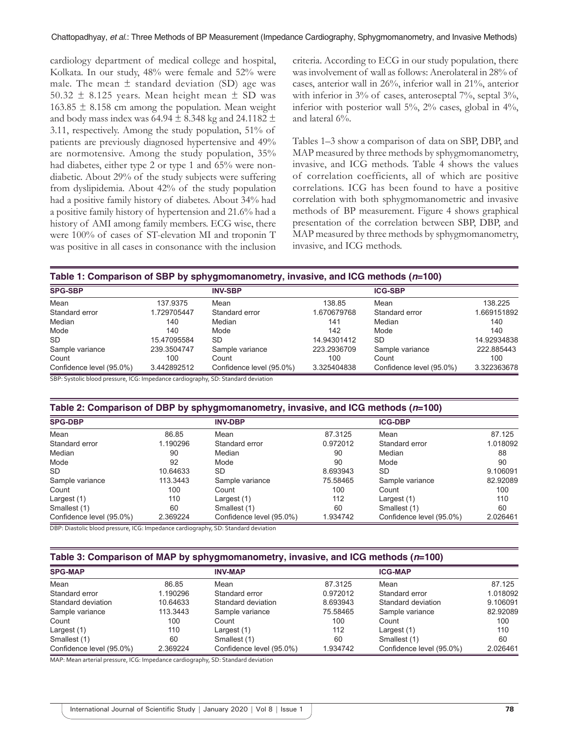cardiology department of medical college and hospital, Kolkata. In our study, 48% were female and 52% were male. The mean ± standard deviation (SD) age was 50.32 ± 8.125 years. Mean height mean ± SD was 163.85 ± 8.158 cm among the population. Mean weight and body mass index was 64.94 ± 8.348 kg and 24.1182 ± 3.11, respectively. Among the study population, 51% of patients are previously diagnosed hypertensive and 49% are normotensive. Among the study population, 35% had diabetes, either type 2 or type 1 and 65% were non-diabetic. About 29% of the study subjects were suffering from dyslipidemia. About 42% of the study population had a positive family history of diabetes. About 34% had a positive family history of hypertension and 21.6% had a history of AMI among family members. ECG wise, there were 100% of cases of ST-elevation MI and troponin T was positive in all cases in consonance with the inclusion criteria. According to ECG in our study population, there was involvement of wall as follows: Anerolateral in 28% of cases, anterior wall in 26%, inferior wall in 21%, anterior with inferior in 3% of cases, anteroseptal 7%, septal 3%, inferior with posterior wall 5%, 2% cases, global in 4%, and lateral 6%.

Tables 1–3 show a comparison of data on SBP, DBP, and MAP measured by three methods by sphygmomanometry, invasive, and ICG methods. Table 4 shows the values of correlation coefficients, all of which are positive correlations. ICG has been found to have a positive correlation with both sphygmomanometric and invasive methods of BP measurement. Figure 4 shows graphical presentation of the correlation between SBP, DBP, and MAP measured by three methods by sphygmomanometry, invasive, and ICG methods.

**Table 1: Comparison of SBP by sphygmomanometry, invasive, and ICG methods (*n*=100)**

| SPG-SBP | | INV-SBP | | ICG-SBP | |
|---|---|---|---|---|---|
| Mean | 137.9375 | Mean | 138.85 | Mean | 138.225 |
| Standard error | 1.729705447 | Standard error | 1.670679768 | Standard error | 1.669151892 |
| Median | 140 | Median | 141 | Median | 140 |
| Mode | 140 | Mode | 142 | Mode | 140 |
| SD | 15.47095584 | SD | 14.94301412 | SD | 14.92934838 |
| Sample variance | 239.3504747 | Sample variance | 223.2936709 | Sample variance | 222.885443 |
| Count | 100 | Count | 100 | Count | 100 |
| Confidence level (95.0%) | 3.442892512 | Confidence level (95.0%) | 3.325404838 | Confidence level (95.0%) | 3.322363678 |

SBP: Systolic blood pressure, ICG: Impedance cardiography, SD: Standard deviation

**Table 2: Comparison of DBP by sphygmomanometry, invasive, and ICG methods (*n*=100)**

| SPG-DBP | | INV-DBP | | ICG-DBP | |
|---|---|---|---|---|---|
| Mean | 86.85 | Mean | 87.3125 | Mean | 87.125 |
| Standard error | 1.190296 | Standard error | 0.972012 | Standard error | 1.018092 |
| Median | 90 | Median | 90 | Median | 88 |
| Mode | 92 | Mode | 90 | Mode | 90 |
| SD | 10.64633 | SD | 8.693943 | SD | 9.106091 |
| Sample variance | 113.3443 | Sample variance | 75.58465 | Sample variance | 82.92089 |
| Count | 100 | Count | 100 | Count | 100 |
| Largest (1) | 110 | Largest (1) | 112 | Largest (1) | 110 |
| Smallest (1) | 60 | Smallest (1) | 60 | Smallest (1) | 60 |
| Confidence level (95.0%) | 2.369224 | Confidence level (95.0%) | 1.934742 | Confidence level (95.0%) | 2.026461 |

DBP: Diastolic blood pressure, ICG: Impedance cardiography, SD: Standard deviation

**Table 3: Comparison of MAP by sphygmomanometry, invasive, and ICG methods (*n*=100)**

| SPG-MAP | | INV-MAP | | ICG-MAP | |
|---|---|---|---|---|---|
| Mean | 86.85 | Mean | 87.3125 | Mean | 87.125 |
| Standard error | 1.190296 | Standard error | 0.972012 | Standard error | 1.018092 |
| Standard deviation | 10.64633 | Standard deviation | 8.693943 | Standard deviation | 9.106091 |
| Sample variance | 113.3443 | Sample variance | 75.58465 | Sample variance | 82.92089 |
| Count | 100 | Count | 100 | Count | 100 |
| Largest (1) | 110 | Largest (1) | 112 | Largest (1) | 110 |
| Smallest (1) | 60 | Smallest (1) | 60 | Smallest (1) | 60 |
| Confidence level (95.0%) | 2.369224 | Confidence level (95.0%) | 1.934742 | Confidence level (95.0%) | 2.026461 |

MAP: Mean arterial pressure, ICG: Impedance cardiography, SD: Standard deviation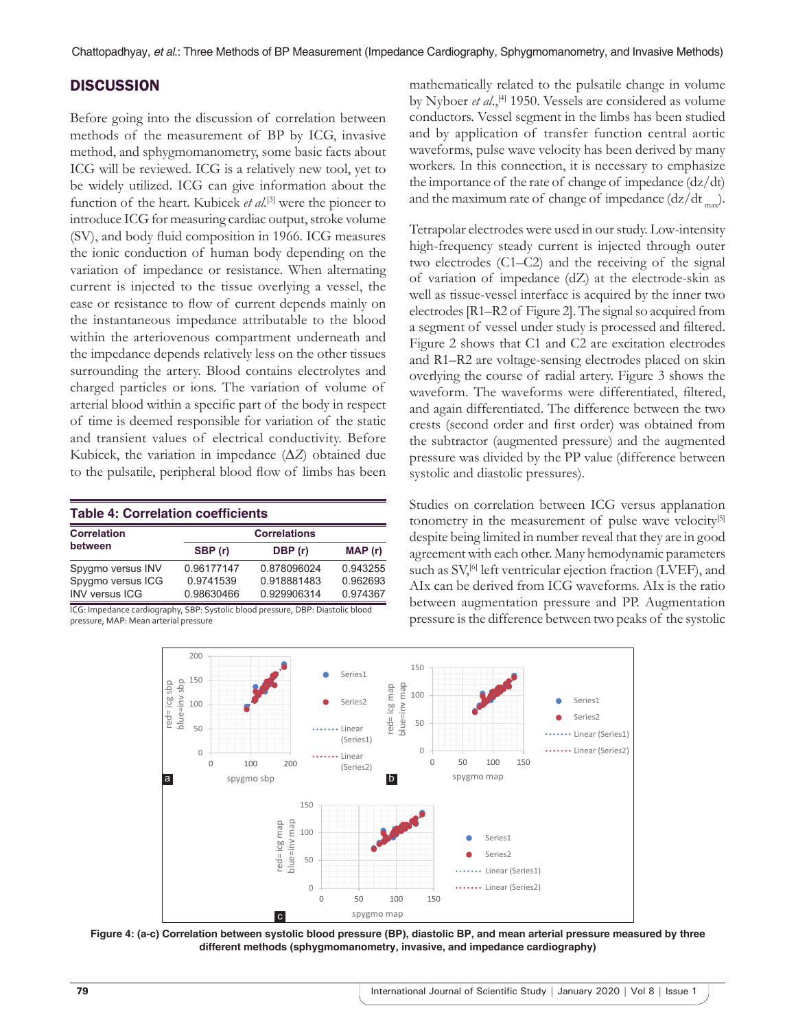## DISCUSSION

Before going into the discussion of correlation between methods of the measurement of BP by ICG, invasive method, and sphygmomanometry, some basic facts about ICG will be reviewed. ICG is a relatively new tool, yet to be widely utilized. ICG can give information about the function of the heart. Kubicek *et al.*[3] were the pioneer to introduce ICG for measuring cardiac output, stroke volume (SV), and body fluid composition in 1966. ICG measures the ionic conduction of human body depending on the variation of impedance or resistance. When alternating current is injected to the tissue overlying a vessel, the ease or resistance to flow of current depends mainly on the instantaneous impedance attributable to the blood within the arteriovenous compartment underneath and the impedance depends relatively less on the other tissues surrounding the artery. Blood contains electrolytes and charged particles or ions. The variation of volume of arterial blood within a specific part of the body in respect of time is deemed responsible for variation of the static and transient values of electrical conductivity. Before Kubicek, the variation in impedance ($\Delta Z$) obtained due to the pulsatile, peripheral blood flow of limbs has been mathematically related to the pulsatile change in volume by Nyboer *et al.*,[4] 1950. Vessels are considered as volume conductors. Vessel segment in the limbs has been studied and by application of transfer function central aortic waveforms, pulse wave velocity has been derived by many workers. In this connection, it is necessary to emphasize the importance of the rate of change of impedance (dz/dt) and the maximum rate of change of impedance ($dz/dt_{max}$).

**Table 4: Correlation coefficients**

| Correlation between | Correlations | | |
|---|---|---|---|
| | SBP (r) | DBP (r) | MAP (r) |
| Spygmo versus INV | 0.96177147 | 0.878096024 | 0.943255 |
| Spygmo versus ICG | 0.9741539 | 0.918881483 | 0.962693 |
| INV versus ICG | 0.98630466 | 0.929906314 | 0.974367 |

ICG: Impedance cardiography, SBP: Systolic blood pressure, DBP: Diastolic blood pressure, MAP: Mean arterial pressure

Tetrapolar electrodes were used in our study. Low-intensity high-frequency steady current is injected through outer two electrodes (C1–C2) and the receiving of the signal of variation of impedance (dZ) at the electrode-skin as well as tissue-vessel interface is acquired by the inner two electrodes [R1–R2 of Figure 2]. The signal so acquired from a segment of vessel under study is processed and filtered. Figure 2 shows that C1 and C2 are excitation electrodes and R1–R2 are voltage-sensing electrodes placed on skin overlying the course of radial artery. Figure 3 shows the waveform. The waveforms were differentiated, filtered, and again differentiated. The difference between the two crests (second order and first order) was obtained from the subtractor (augmented pressure) and the augmented pressure was divided by the PP value (difference between systolic and diastolic pressures).

Studies on correlation between ICG versus applanation tonometry in the measurement of pulse wave velocity[5] despite being limited in number reveal that they are in good agreement with each other. Many hemodynamic parameters such as SV,[6] left ventricular ejection fraction (LVEF), and AIx can be derived from ICG waveforms. AIx is the ratio between augmentation pressure and PP. Augmentation pressure is the difference between two peaks of the systolic

**Figure 4: (a-c) Correlation between systolic blood pressure (BP), diastolic BP, and mean arterial pressure measured by three different methods (sphygmomanometry, invasive, and impedance cardiography)**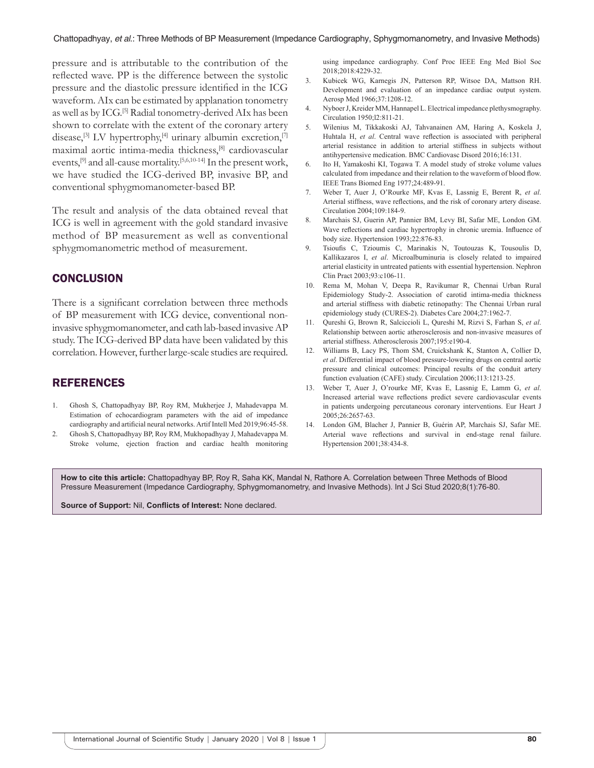pressure and is attributable to the contribution of the reflected wave. PP is the difference between the systolic pressure and the diastolic pressure identified in the ICG waveform. AIx can be estimated by applanation tonometry as well as by ICG.[5] Radial tonometry-derived AIx has been shown to correlate with the extent of the coronary artery disease,[3] LV hypertrophy,[4] urinary albumin excretion,[7] maximal aortic intima-media thickness,[8] cardiovascular events,[9] and all-cause mortality.[5,6,10-14] In the present work, we have studied the ICG-derived BP, invasive BP, and conventional sphygmomanometer-based BP.

The result and analysis of the data obtained reveal that ICG is well in agreement with the gold standard invasive method of BP measurement as well as conventional sphygmomanometric method of measurement.

## CONCLUSION

There is a significant correlation between three methods of BP measurement with ICG device, conventional non-invasive sphygmomanometer, and cath lab-based invasive AP study. The ICG-derived BP data have been validated by this correlation. However, further large-scale studies are required.

## REFERENCES

1. Ghosh S, Chattopadhyay BP, Roy RM, Mukherjee J, Mahadevappa M. Estimation of echocardiogram parameters with the aid of impedance cardiography and artificial neural networks. Artif Intell Med 2019;96:45-58.
2. Ghosh S, Chattopadhyay BP, Roy RM, Mukhopadhyay J, Mahadevappa M. Stroke volume, ejection fraction and cardiac health monitoring using impedance cardiography. Conf Proc IEEE Eng Med Biol Soc 2018;2018:4229-32.
3. Kubicek WG, Karnegis JN, Patterson RP, Witsoe DA, Mattson RH. Development and evaluation of an impedance cardiac output system. Aerosp Med 1966;37:1208-12.
4. Nyboer J, Kreider MM, Hannapel L. Electrical impedance plethysmography. Circulation 1950;l2:811-21.
5. Wilenius M, Tikkakoski AJ, Tahvanainen AM, Haring A, Koskela J, Huhtala H, *et al*. Central wave reflection is associated with peripheral arterial resistance in addition to arterial stiffness in subjects without antihypertensive medication. BMC Cardiovasc Disord 2016;16:131.
6. Ito H, Yamakoshi KI, Togawa T. A model study of stroke volume values calculated from impedance and their relation to the waveform of blood flow. IEEE Trans Biomed Eng 1977;24:489-91.
7. Weber T, Auer J, O'Rourke MF, Kvas E, Lassnig E, Berent R, *et al*. Arterial stiffness, wave reflections, and the risk of coronary artery disease. Circulation 2004;109:184-9.
8. Marchais SJ, Guerin AP, Pannier BM, Levy BI, Safar ME, London GM. Wave reflections and cardiac hypertrophy in chronic uremia. Influence of body size. Hypertension 1993;22:876-83.
9. Tsioufis C, Tzioumis C, Marinakis N, Toutouzas K, Tousoulis D, Kallikazaros I, *et al*. Microalbuminuria is closely related to impaired arterial elasticity in untreated patients with essential hypertension. Nephron Clin Pract 2003;93:c106-11.
10. Rema M, Mohan V, Deepa R, Ravikumar R, Chennai Urban Rural Epidemiology Study-2. Association of carotid intima-media thickness and arterial stiffness with diabetic retinopathy: The Chennai Urban rural epidemiology study (CURES-2). Diabetes Care 2004;27:1962-7.
11. Qureshi G, Brown R, Salciccioli L, Qureshi M, Rizvi S, Farhan S, *et al*. Relationship between aortic atherosclerosis and non-invasive measures of arterial stiffness. Atherosclerosis 2007;195:e190-4.
12. Williams B, Lacy PS, Thom SM, Cruickshank K, Stanton A, Collier D, *et al*. Differential impact of blood pressure-lowering drugs on central aortic pressure and clinical outcomes: Principal results of the conduit artery function evaluation (CAFE) study. Circulation 2006;113:1213-25.
13. Weber T, Auer J, O'rourke MF, Kvas E, Lassnig E, Lamm G, *et al*. Increased arterial wave reflections predict severe cardiovascular events in patients undergoing percutaneous coronary interventions. Eur Heart J 2005;26:2657-63.
14. London GM, Blacher J, Pannier B, Guérin AP, Marchais SJ, Safar ME. Arterial wave reflections and survival in end-stage renal failure. Hypertension 2001;38:434-8.

**How to cite this article:** Chattopadhyay BP, Roy R, Saha KK, Mandal N, Rathore A. Correlation between Three Methods of Blood Pressure Measurement (Impedance Cardiography, Sphygmomanometry, and Invasive Methods). Int J Sci Stud 2020;8(1):76-80.

**Source of Support:** Nil, **Conflicts of Interest:** None declared.